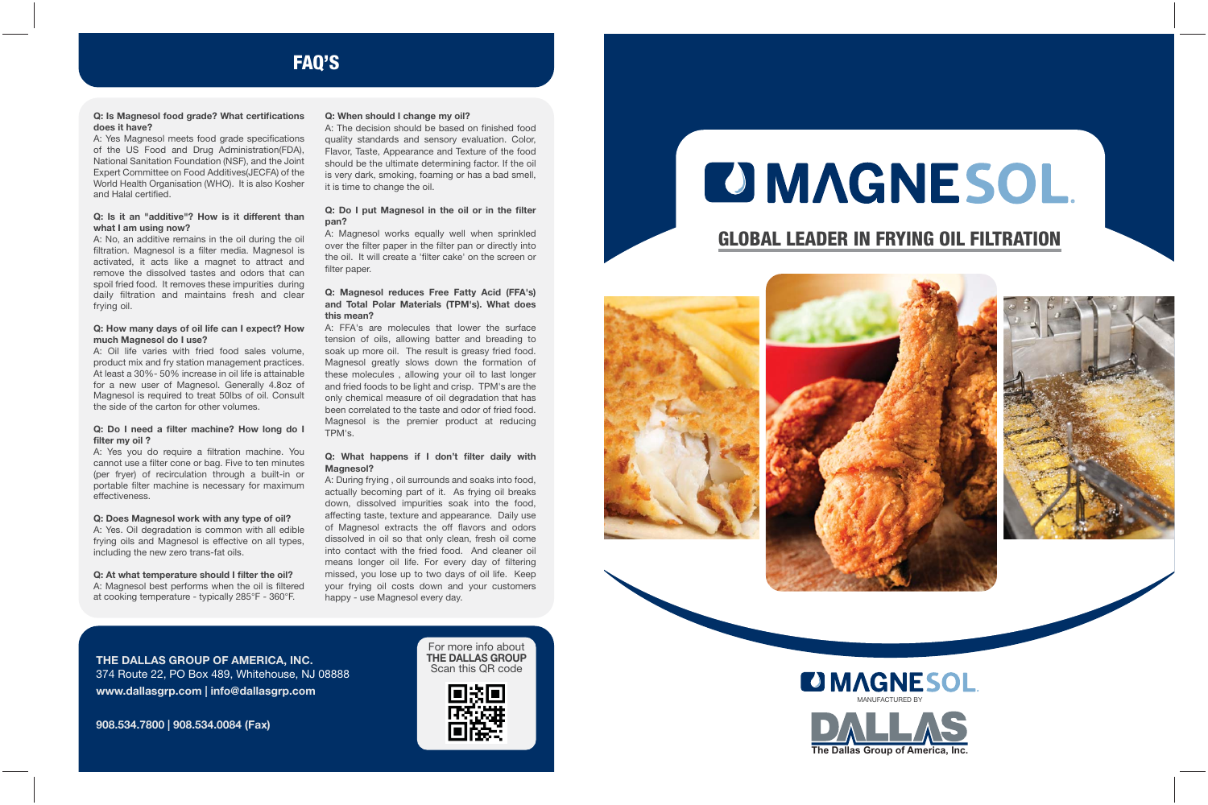# FAQ'S

**Q: Is Magnesol food grade? What certifications does it have?**
A: Yes Magnesol meets food grade specifications of the US Food and Drug Administration(FDA), National Sanitation Foundation (NSF), and the Joint Expert Committee on Food Additives(JECFA) of the World Health Organisation (WHO). It is also Kosher and Halal certified.

**Q: Is it an "additive"? How is it different than what I am using now?**
A: No, an additive remains in the oil during the oil filtration. Magnesol is a filter media. Magnesol is activated, it acts like a magnet to attract and remove the dissolved tastes and odors that can spoil fried food. It removes these impurities during daily filtration and maintains fresh and clear frying oil.

**Q: How many days of oil life can I expect? How much Magnesol do I use?**
A: Oil life varies with fried food sales volume, product mix and fry station management practices. At least a 30%- 50% increase in oil life is attainable for a new user of Magnesol. Generally 4.8oz of Magnesol is required to treat 50lbs of oil. Consult the side of the carton for other volumes.

**Q: Do I need a filter machine? How long do I filter my oil ?**
A: Yes you do require a filtration machine. You cannot use a filter cone or bag. Five to ten minutes (per fryer) of recirculation through a built-in or portable filter machine is necessary for maximum effectiveness.

**Q: Does Magnesol work with any type of oil?**
A: Yes. Oil degradation is common with all edible frying oils and Magnesol is effective on all types, including the new zero trans-fat oils.

**Q: At what temperature should I filter the oil?**
A: Magnesol best performs when the oil is filtered at cooking temperature - typically 285°F - 360°F.

**Q: When should I change my oil?**
A: The decision should be based on finished food quality standards and sensory evaluation. Color, Flavor, Taste, Appearance and Texture of the food should be the ultimate determining factor. If the oil is very dark, smoking, foaming or has a bad smell, it is time to change the oil.

**Q: Do I put Magnesol in the oil or in the filter pan?**
A: Magnesol works equally well when sprinkled over the filter paper in the filter pan or directly into the oil. It will create a 'filter cake' on the screen or filter paper.

**Q: Magnesol reduces Free Fatty Acid (FFA's) and Total Polar Materials (TPM's). What does this mean?**
A: FFA's are molecules that lower the surface tension of oils, allowing batter and breading to soak up more oil. The result is greasy fried food. Magnesol greatly slows down the formation of these molecules , allowing your oil to last longer and fried foods to be light and crisp. TPM's are the only chemical measure of oil degradation that has been correlated to the taste and odor of fried food. Magnesol is the premier product at reducing TPM's.

**Q: What happens if I don't filter daily with Magnesol?**
A: During frying , oil surrounds and soaks into food, actually becoming part of it. As frying oil breaks down, dissolved impurities soak into the food, affecting taste, texture and appearance. Daily use of Magnesol extracts the off flavors and odors dissolved in oil so that only clean, fresh oil come into contact with the fried food. And cleaner oil means longer oil life. For every day of filtering missed, you lose up to two days of oil life. Keep your frying oil costs down and your customers happy - use Magnesol every day.

**THE DALLAS GROUP OF AMERICA, INC.**
374 Route 22, PO Box 489, Whitehouse, NJ 08888
**www.dallasgrp.com | info@dallasgrp.com**

**908.534.7800 | 908.534.0084 (Fax)**

For more info about **THE DALLAS GROUP** Scan this QR code

# MAGNESOL.

## GLOBAL LEADER IN FRYING OIL FILTRATION

MAGNESOL
MANUFACTURED BY
DALLAS
The Dallas Group of America, Inc.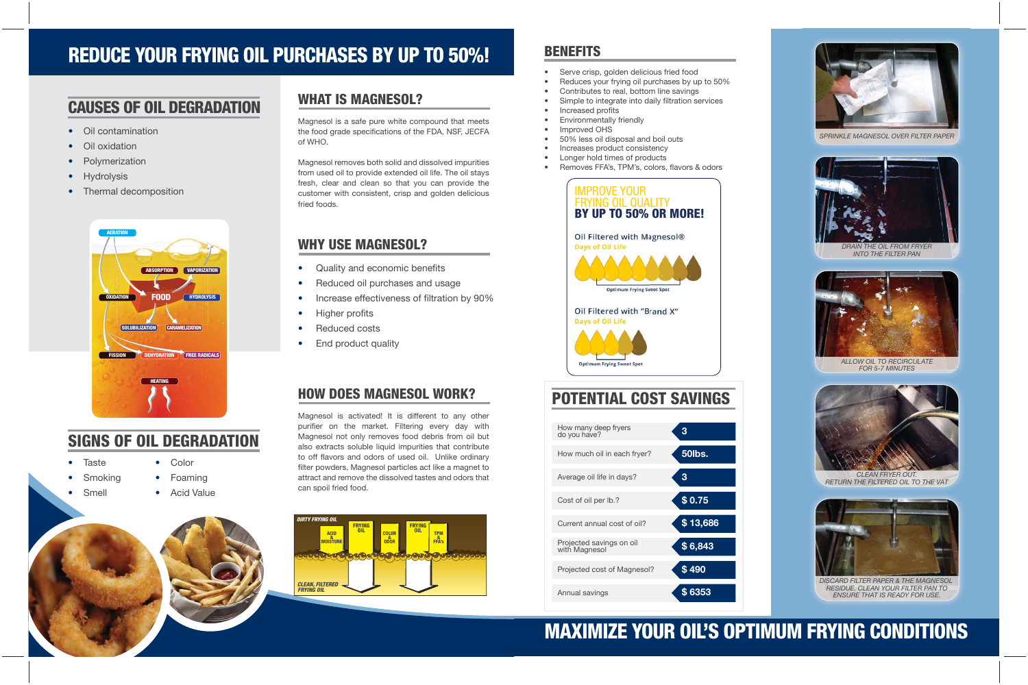# REDUCE YOUR FRYING OIL PURCHASES BY UP TO 50%!

## CAUSES OF OIL DEGRADATION

- Oil contamination
- Oil oxidation
- Polymerization
- Hydrolysis
- Thermal decomposition

AERATION
ABSORPTION
VAPORIZATION
OXIDATION
FOOD
HYDROLYSIS
SOLUBILIZATION
CARAMELIZATION
FISSION
DEHYDRATION
FREE RADICALS
HEATING

## SIGNS OF OIL DEGRADATION

- Taste
- Smoking
- Smell
- Color
- Foaming
- Acid Value

## WHAT IS MAGNESOL?

Magnesol is a safe pure white compound that meets the food grade specifications of the FDA, NSF, JECFA of WHO.

Magnesol removes both solid and dissolved impurities from used oil to provide extended oil life. The oil stays fresh, clear and clean so that you can provide the customer with consistent, crisp and golden delicious fried foods.

## WHY USE MAGNESOL?

- Quality and economic benefits
- Reduced oil purchases and usage
- Increase effectiveness of filtration by 90%
- Higher profits
- Reduced costs
- End product quality

## HOW DOES MAGNESOL WORK?

Magnesol is activated! It is different to any other purifier on the market. Filtering every day with Magnesol not only removes food debris from oil but also extracts soluble liquid impurities that contribute to off flavors and odors of used oil. Unlike ordinary filter powders, Magnesol particles act like a magnet to attract and remove the dissolved tastes and odors that can spoil fried food.

DIRTY FRYING OIL
ACID & MOISTURE
FRYING OIL
COLOR & ODOR
FRYING OIL
TPM & FFA's
CLEAN, FILTERED FRYING OIL

## BENEFITS

- Serve crisp, golden delicious fried food
- Reduces your frying oil purchases by up to 50%
- Contributes to real, bottom line savings
- Simple to integrate into daily filtration services
- Increased profits
- Environmentally friendly
- Improved OHS
- 50% less oil disposal and boil outs
- Increases product consistency
- Longer hold times of products
- Removes FFA's, TPM's, colors, flavors & odors

IMPROVE YOUR FRYING OIL QUALITY
**BY UP TO 50% OR MORE!**

Oil Filtered with Magnesol®
Days of Oil Life
Optimum Frying Sweet Spot

Oil Filtered with "Brand X"
Days of Oil Life
Optimum Frying Sweet Spot

## POTENTIAL COST SAVINGS

| | |
|---|---|
| How many deep fryers do you have? | 3 |
| How much oil in each fryer? | 50lbs. |
| Average oil life in days? | 3 |
| Cost of oil per lb.? | $ 0.75 |
| Current annual cost of oil? | $ 13,686 |
| Projected savings on oil with Magnesol | $ 6,843 |
| Projected cost of Magnesol? | $ 490 |
| Annual savings | $ 6353 |

SPRINKLE MAGNESOL OVER FILTER PAPER

DRAIN THE OIL FROM FRYER INTO THE FILTER PAN

ALLOW OIL TO RECIRCULATE FOR 5-7 MINUTES

CLEAN FRYER OUT. RETURN THE FILTERED OIL TO THE VAT

DISCARD FILTER PAPER & THE MAGNESOL RESIDUE. CLEAN YOUR FILTER PAN TO ENSURE THAT IS READY FOR USE.

# MAXIMIZE YOUR OIL'S OPTIMUM FRYING CONDITIONS